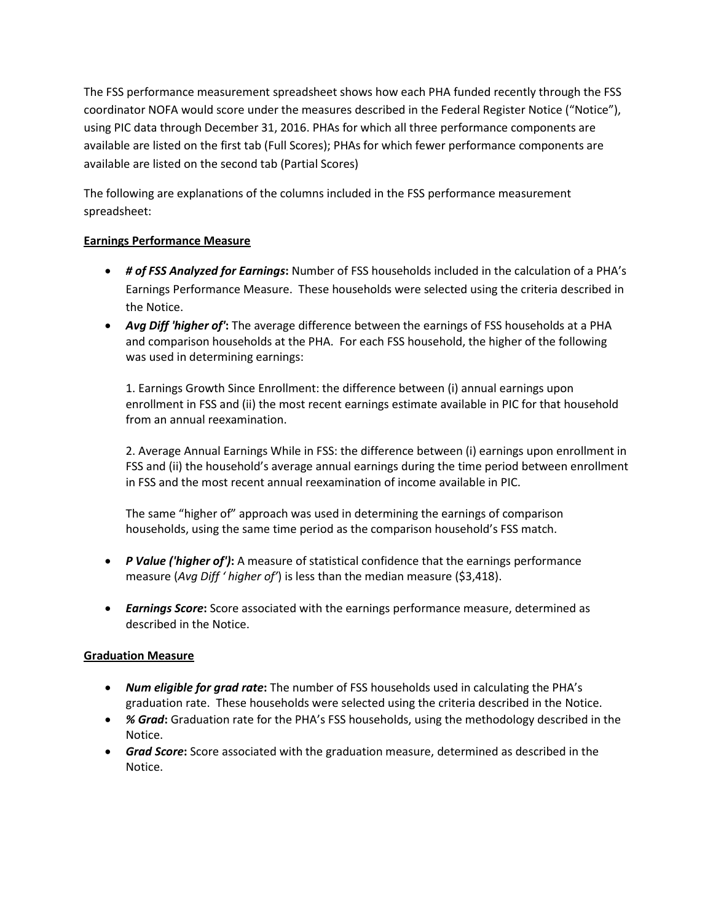The FSS performance measurement spreadsheet shows how each PHA funded recently through the FSS coordinator NOFA would score under the measures described in the Federal Register Notice ("Notice"), using PIC data through December 31, 2016. PHAs for which all three performance components are available are listed on the first tab (Full Scores); PHAs for which fewer performance components are available are listed on the second tab (Partial Scores)

The following are explanations of the columns included in the FSS performance measurement spreadsheet:

**Earnings Performance Measure**

- ***# of FSS Analyzed for Earnings*:** Number of FSS households included in the calculation of a PHA's Earnings Performance Measure. These households were selected using the criteria described in the Notice.
- ***Avg Diff 'higher of'*:** The average difference between the earnings of FSS households at a PHA and comparison households at the PHA. For each FSS household, the higher of the following was used in determining earnings:

  1. Earnings Growth Since Enrollment: the difference between (i) annual earnings upon enrollment in FSS and (ii) the most recent earnings estimate available in PIC for that household from an annual reexamination.

  2. Average Annual Earnings While in FSS: the difference between (i) earnings upon enrollment in FSS and (ii) the household's average annual earnings during the time period between enrollment in FSS and the most recent annual reexamination of income available in PIC.

  The same "higher of" approach was used in determining the earnings of comparison households, using the same time period as the comparison household's FSS match.

- ***P Value ('higher of')*:** A measure of statistical confidence that the earnings performance measure (*Avg Diff ' higher of'*) is less than the median measure ($3,418).

- ***Earnings Score*:** Score associated with the earnings performance measure, determined as described in the Notice.

**Graduation Measure**

- ***Num eligible for grad rate*:** The number of FSS households used in calculating the PHA's graduation rate. These households were selected using the criteria described in the Notice.
- ***% Grad*:** Graduation rate for the PHA's FSS households, using the methodology described in the Notice.
- ***Grad Score*:** Score associated with the graduation measure, determined as described in the Notice.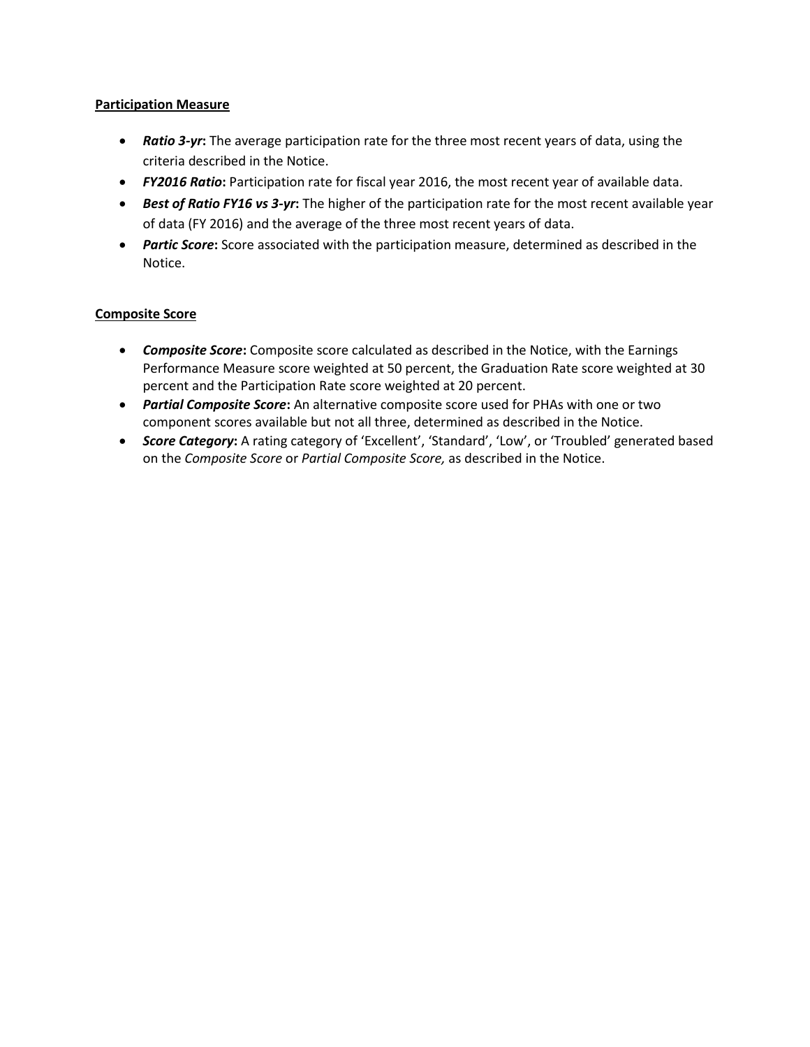**Participation Measure**

- ***Ratio 3-yr*:** The average participation rate for the three most recent years of data, using the criteria described in the Notice.
- ***FY2016 Ratio*:** Participation rate for fiscal year 2016, the most recent year of available data.
- ***Best of Ratio FY16 vs 3-yr*:** The higher of the participation rate for the most recent available year of data (FY 2016) and the average of the three most recent years of data.
- ***Partic Score*:** Score associated with the participation measure, determined as described in the Notice.

**Composite Score**

- ***Composite Score*:** Composite score calculated as described in the Notice, with the Earnings Performance Measure score weighted at 50 percent, the Graduation Rate score weighted at 30 percent and the Participation Rate score weighted at 20 percent.
- ***Partial Composite Score*:** An alternative composite score used for PHAs with one or two component scores available but not all three, determined as described in the Notice.
- ***Score Category*:** A rating category of 'Excellent', 'Standard', 'Low', or 'Troubled' generated based on the *Composite Score* or *Partial Composite Score,* as described in the Notice.